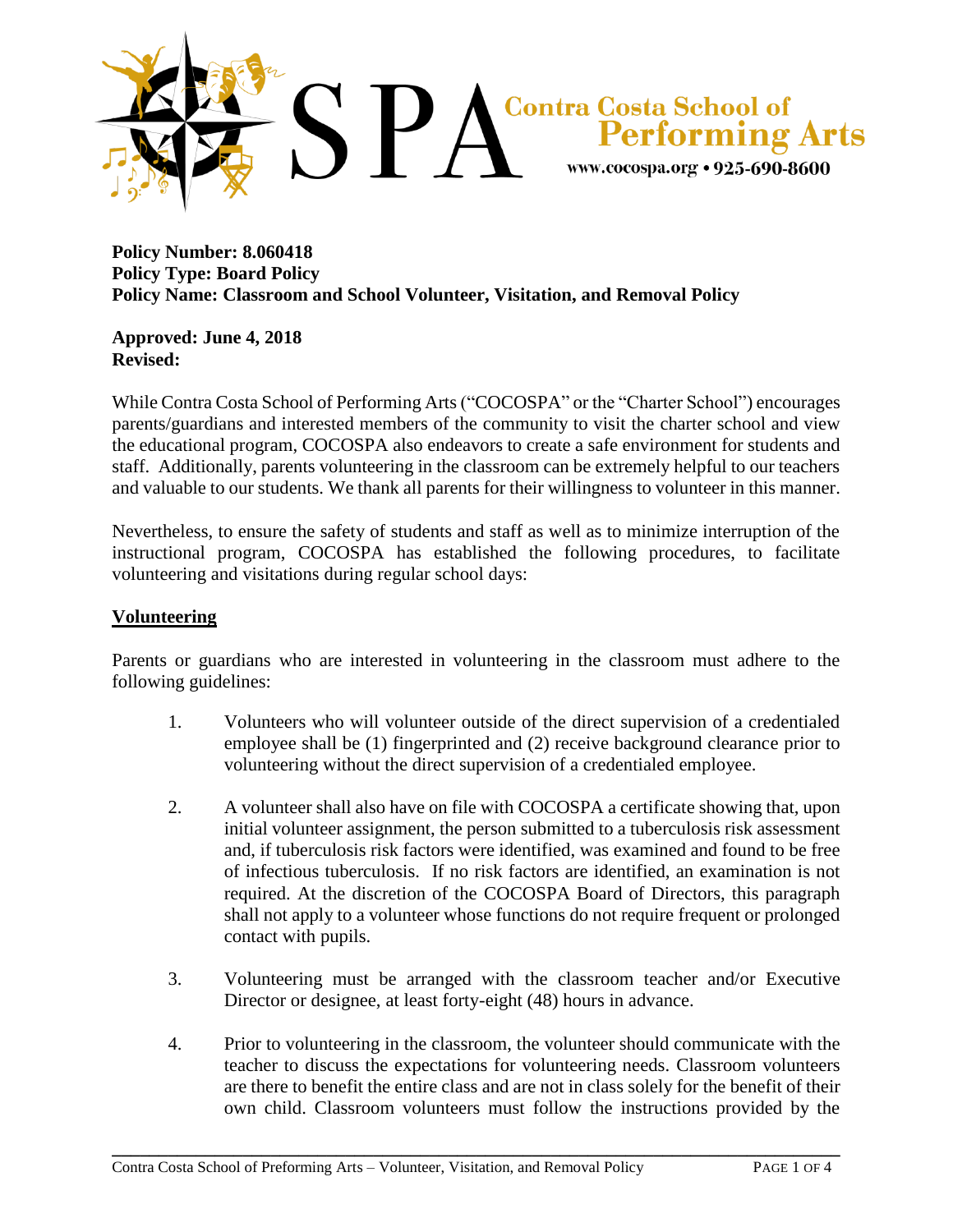SPA Contra Costa School of Performing Arts
www.cocospa.org • 925-690-8600

**Policy Number: 8.060418**
**Policy Type: Board Policy**
**Policy Name: Classroom and School Volunteer, Visitation, and Removal Policy**

**Approved: June 4, 2018**
**Revised:**

While Contra Costa School of Performing Arts ("COCOSPA" or the "Charter School") encourages parents/guardians and interested members of the community to visit the charter school and view the educational program, COCOSPA also endeavors to create a safe environment for students and staff. Additionally, parents volunteering in the classroom can be extremely helpful to our teachers and valuable to our students. We thank all parents for their willingness to volunteer in this manner.

Nevertheless, to ensure the safety of students and staff as well as to minimize interruption of the instructional program, COCOSPA has established the following procedures, to facilitate volunteering and visitations during regular school days:

## Volunteering

Parents or guardians who are interested in volunteering in the classroom must adhere to the following guidelines:

1. Volunteers who will volunteer outside of the direct supervision of a credentialed employee shall be (1) fingerprinted and (2) receive background clearance prior to volunteering without the direct supervision of a credentialed employee.

2. A volunteer shall also have on file with COCOSPA a certificate showing that, upon initial volunteer assignment, the person submitted to a tuberculosis risk assessment and, if tuberculosis risk factors were identified, was examined and found to be free of infectious tuberculosis. If no risk factors are identified, an examination is not required. At the discretion of the COCOSPA Board of Directors, this paragraph shall not apply to a volunteer whose functions do not require frequent or prolonged contact with pupils.

3. Volunteering must be arranged with the classroom teacher and/or Executive Director or designee, at least forty-eight (48) hours in advance.

4. Prior to volunteering in the classroom, the volunteer should communicate with the teacher to discuss the expectations for volunteering needs. Classroom volunteers are there to benefit the entire class and are not in class solely for the benefit of their own child. Classroom volunteers must follow the instructions provided by the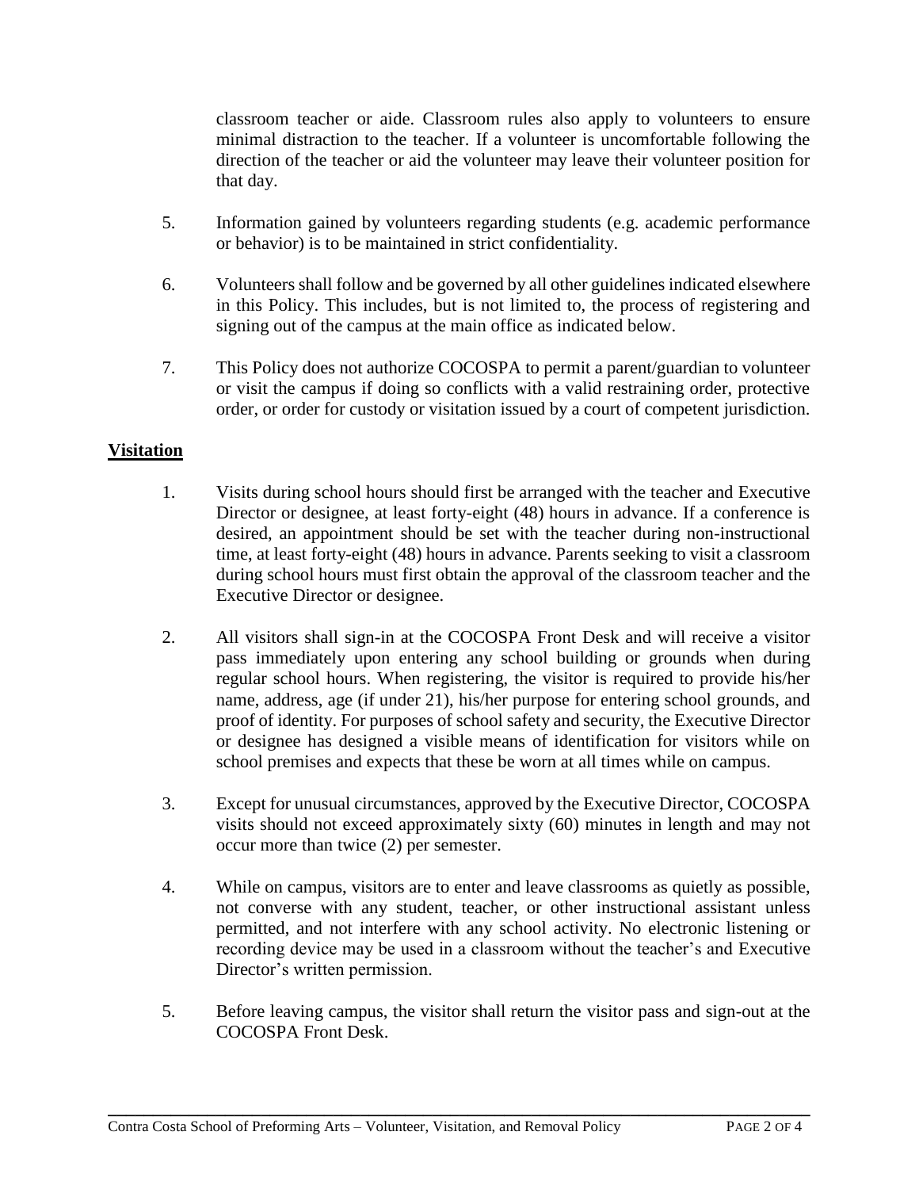classroom teacher or aide. Classroom rules also apply to volunteers to ensure minimal distraction to the teacher. If a volunteer is uncomfortable following the direction of the teacher or aid the volunteer may leave their volunteer position for that day.

5. Information gained by volunteers regarding students (e.g. academic performance or behavior) is to be maintained in strict confidentiality.

6. Volunteers shall follow and be governed by all other guidelines indicated elsewhere in this Policy. This includes, but is not limited to, the process of registering and signing out of the campus at the main office as indicated below.

7. This Policy does not authorize COCOSPA to permit a parent/guardian to volunteer or visit the campus if doing so conflicts with a valid restraining order, protective order, or order for custody or visitation issued by a court of competent jurisdiction.

## Visitation

1. Visits during school hours should first be arranged with the teacher and Executive Director or designee, at least forty-eight (48) hours in advance. If a conference is desired, an appointment should be set with the teacher during non-instructional time, at least forty-eight (48) hours in advance. Parents seeking to visit a classroom during school hours must first obtain the approval of the classroom teacher and the Executive Director or designee.

2. All visitors shall sign-in at the COCOSPA Front Desk and will receive a visitor pass immediately upon entering any school building or grounds when during regular school hours. When registering, the visitor is required to provide his/her name, address, age (if under 21), his/her purpose for entering school grounds, and proof of identity. For purposes of school safety and security, the Executive Director or designee has designed a visible means of identification for visitors while on school premises and expects that these be worn at all times while on campus.

3. Except for unusual circumstances, approved by the Executive Director, COCOSPA visits should not exceed approximately sixty (60) minutes in length and may not occur more than twice (2) per semester.

4. While on campus, visitors are to enter and leave classrooms as quietly as possible, not converse with any student, teacher, or other instructional assistant unless permitted, and not interfere with any school activity. No electronic listening or recording device may be used in a classroom without the teacher's and Executive Director's written permission.

5. Before leaving campus, the visitor shall return the visitor pass and sign-out at the COCOSPA Front Desk.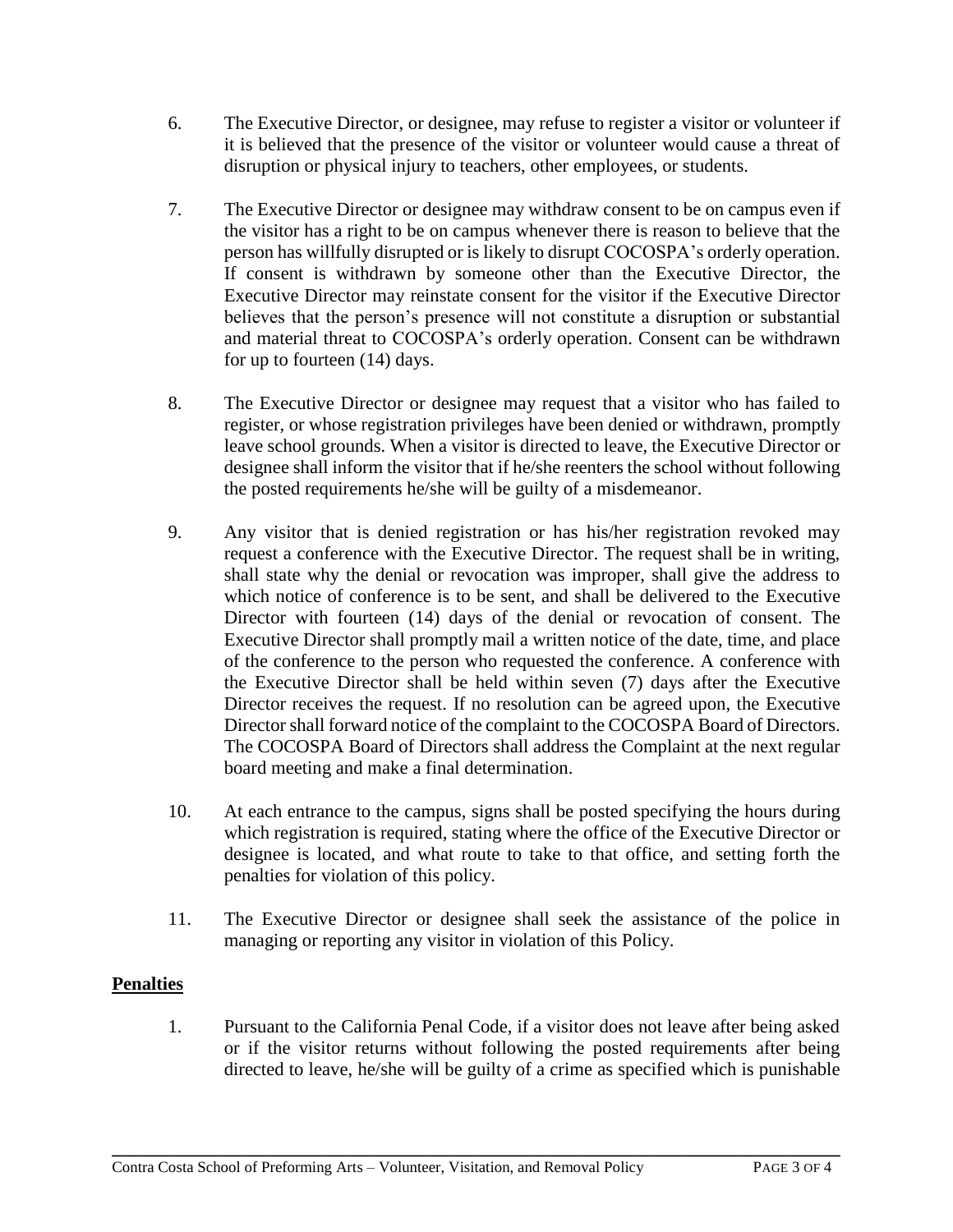6. The Executive Director, or designee, may refuse to register a visitor or volunteer if it is believed that the presence of the visitor or volunteer would cause a threat of disruption or physical injury to teachers, other employees, or students.

7. The Executive Director or designee may withdraw consent to be on campus even if the visitor has a right to be on campus whenever there is reason to believe that the person has willfully disrupted or is likely to disrupt COCOSPA's orderly operation. If consent is withdrawn by someone other than the Executive Director, the Executive Director may reinstate consent for the visitor if the Executive Director believes that the person's presence will not constitute a disruption or substantial and material threat to COCOSPA's orderly operation. Consent can be withdrawn for up to fourteen (14) days.

8. The Executive Director or designee may request that a visitor who has failed to register, or whose registration privileges have been denied or withdrawn, promptly leave school grounds. When a visitor is directed to leave, the Executive Director or designee shall inform the visitor that if he/she reenters the school without following the posted requirements he/she will be guilty of a misdemeanor.

9. Any visitor that is denied registration or has his/her registration revoked may request a conference with the Executive Director. The request shall be in writing, shall state why the denial or revocation was improper, shall give the address to which notice of conference is to be sent, and shall be delivered to the Executive Director with fourteen (14) days of the denial or revocation of consent. The Executive Director shall promptly mail a written notice of the date, time, and place of the conference to the person who requested the conference. A conference with the Executive Director shall be held within seven (7) days after the Executive Director receives the request. If no resolution can be agreed upon, the Executive Director shall forward notice of the complaint to the COCOSPA Board of Directors. The COCOSPA Board of Directors shall address the Complaint at the next regular board meeting and make a final determination.

10. At each entrance to the campus, signs shall be posted specifying the hours during which registration is required, stating where the office of the Executive Director or designee is located, and what route to take to that office, and setting forth the penalties for violation of this policy.

11. The Executive Director or designee shall seek the assistance of the police in managing or reporting any visitor in violation of this Policy.

## Penalties

1. Pursuant to the California Penal Code, if a visitor does not leave after being asked or if the visitor returns without following the posted requirements after being directed to leave, he/she will be guilty of a crime as specified which is punishable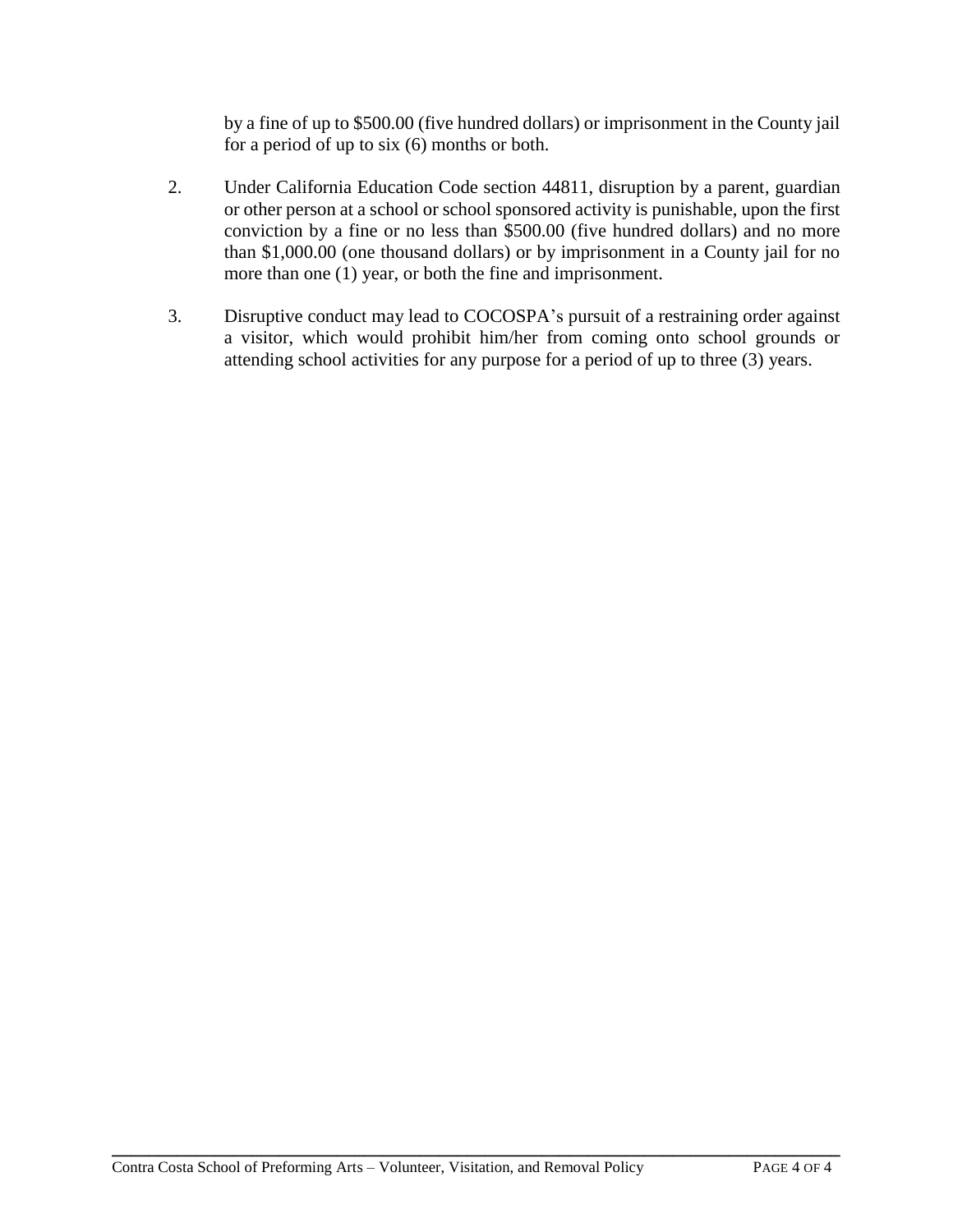by a fine of up to $500.00 (five hundred dollars) or imprisonment in the County jail for a period of up to six (6) months or both.

2. Under California Education Code section 44811, disruption by a parent, guardian or other person at a school or school sponsored activity is punishable, upon the first conviction by a fine or no less than $500.00 (five hundred dollars) and no more than $1,000.00 (one thousand dollars) or by imprisonment in a County jail for no more than one (1) year, or both the fine and imprisonment.

3. Disruptive conduct may lead to COCOSPA's pursuit of a restraining order against a visitor, which would prohibit him/her from coming onto school grounds or attending school activities for any purpose for a period of up to three (3) years.